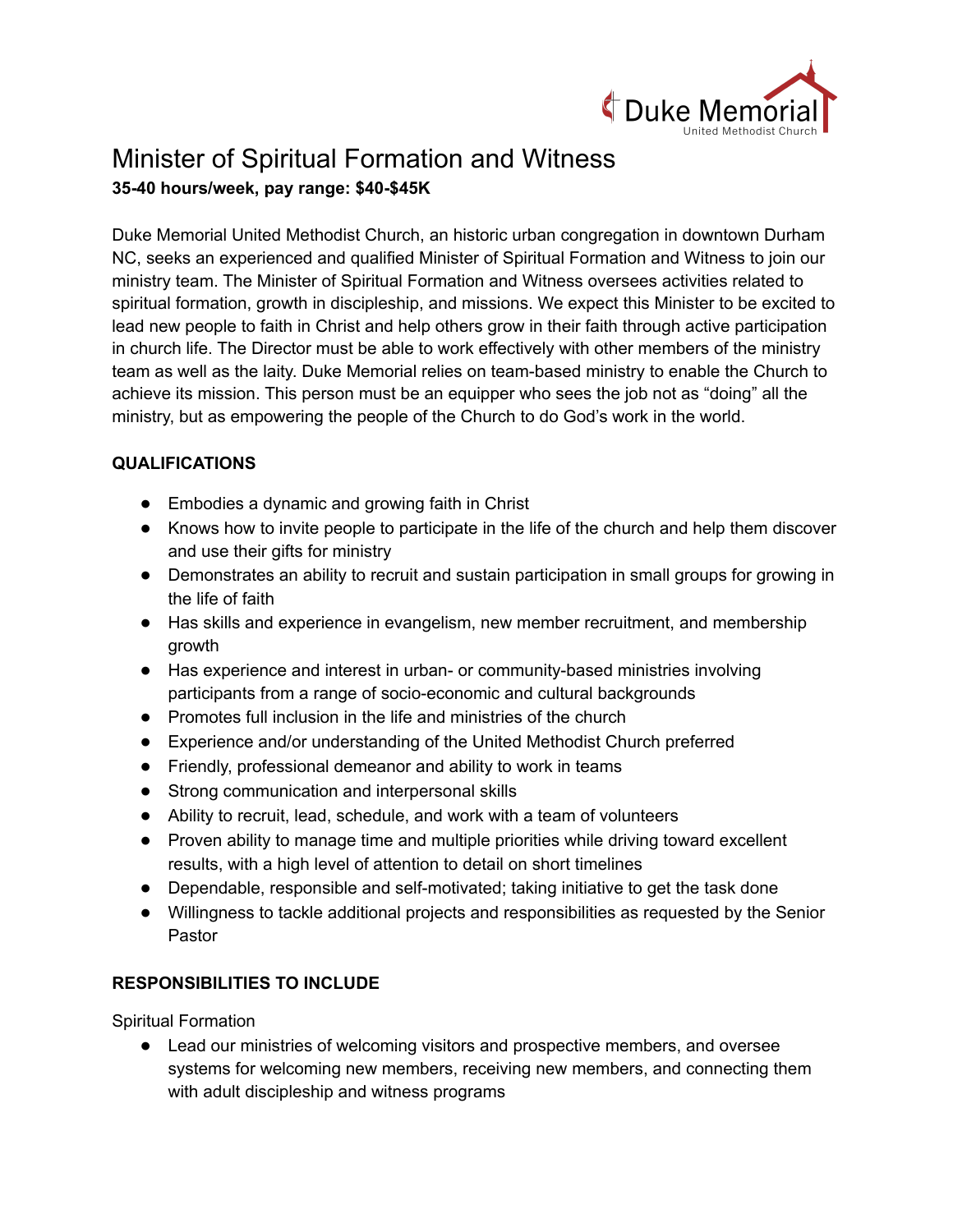Duke Memorial
United Methodist Church

# Minister of Spiritual Formation and Witness

**35-40 hours/week, pay range: $40-$45K**

Duke Memorial United Methodist Church, an historic urban congregation in downtown Durham NC, seeks an experienced and qualified Minister of Spiritual Formation and Witness to join our ministry team. The Minister of Spiritual Formation and Witness oversees activities related to spiritual formation, growth in discipleship, and missions. We expect this Minister to be excited to lead new people to faith in Christ and help others grow in their faith through active participation in church life. The Director must be able to work effectively with other members of the ministry team as well as the laity. Duke Memorial relies on team-based ministry to enable the Church to achieve its mission. This person must be an equipper who sees the job not as "doing" all the ministry, but as empowering the people of the Church to do God's work in the world.

**QUALIFICATIONS**

- Embodies a dynamic and growing faith in Christ
- Knows how to invite people to participate in the life of the church and help them discover and use their gifts for ministry
- Demonstrates an ability to recruit and sustain participation in small groups for growing in the life of faith
- Has skills and experience in evangelism, new member recruitment, and membership growth
- Has experience and interest in urban- or community-based ministries involving participants from a range of socio-economic and cultural backgrounds
- Promotes full inclusion in the life and ministries of the church
- Experience and/or understanding of the United Methodist Church preferred
- Friendly, professional demeanor and ability to work in teams
- Strong communication and interpersonal skills
- Ability to recruit, lead, schedule, and work with a team of volunteers
- Proven ability to manage time and multiple priorities while driving toward excellent results, with a high level of attention to detail on short timelines
- Dependable, responsible and self-motivated; taking initiative to get the task done
- Willingness to tackle additional projects and responsibilities as requested by the Senior Pastor

**RESPONSIBILITIES TO INCLUDE**

Spiritual Formation

- Lead our ministries of welcoming visitors and prospective members, and oversee systems for welcoming new members, receiving new members, and connecting them with adult discipleship and witness programs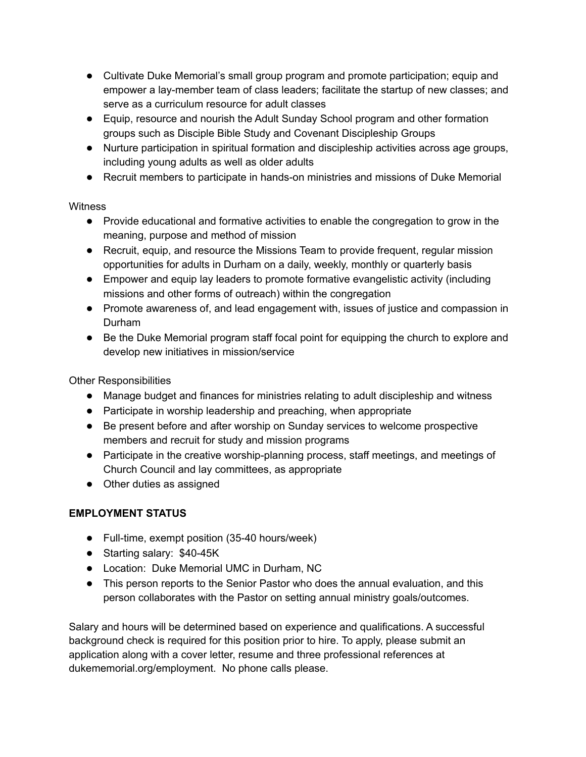- Cultivate Duke Memorial's small group program and promote participation; equip and empower a lay-member team of class leaders; facilitate the startup of new classes; and serve as a curriculum resource for adult classes
- Equip, resource and nourish the Adult Sunday School program and other formation groups such as Disciple Bible Study and Covenant Discipleship Groups
- Nurture participation in spiritual formation and discipleship activities across age groups, including young adults as well as older adults
- Recruit members to participate in hands-on ministries and missions of Duke Memorial

Witness

- Provide educational and formative activities to enable the congregation to grow in the meaning, purpose and method of mission
- Recruit, equip, and resource the Missions Team to provide frequent, regular mission opportunities for adults in Durham on a daily, weekly, monthly or quarterly basis
- Empower and equip lay leaders to promote formative evangelistic activity (including missions and other forms of outreach) within the congregation
- Promote awareness of, and lead engagement with, issues of justice and compassion in Durham
- Be the Duke Memorial program staff focal point for equipping the church to explore and develop new initiatives in mission/service

Other Responsibilities

- Manage budget and finances for ministries relating to adult discipleship and witness
- Participate in worship leadership and preaching, when appropriate
- Be present before and after worship on Sunday services to welcome prospective members and recruit for study and mission programs
- Participate in the creative worship-planning process, staff meetings, and meetings of Church Council and lay committees, as appropriate
- Other duties as assigned

**EMPLOYMENT STATUS**

- Full-time, exempt position (35-40 hours/week)
- Starting salary: $40-45K
- Location: Duke Memorial UMC in Durham, NC
- This person reports to the Senior Pastor who does the annual evaluation, and this person collaborates with the Pastor on setting annual ministry goals/outcomes.

Salary and hours will be determined based on experience and qualifications. A successful background check is required for this position prior to hire. To apply, please submit an application along with a cover letter, resume and three professional references at dukememorial.org/employment. No phone calls please.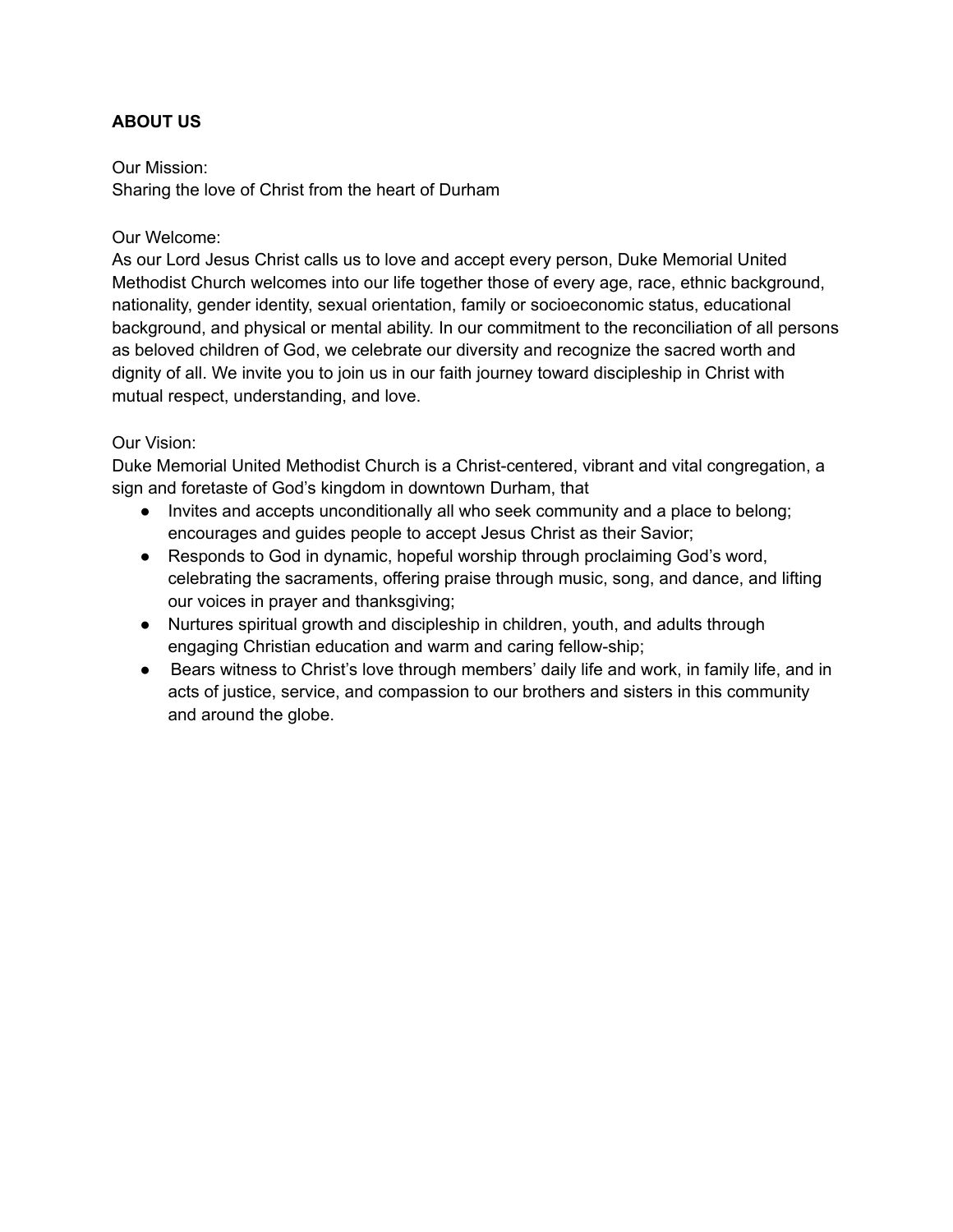**ABOUT US**

Our Mission:
Sharing the love of Christ from the heart of Durham

Our Welcome:
As our Lord Jesus Christ calls us to love and accept every person, Duke Memorial United Methodist Church welcomes into our life together those of every age, race, ethnic background, nationality, gender identity, sexual orientation, family or socioeconomic status, educational background, and physical or mental ability. In our commitment to the reconciliation of all persons as beloved children of God, we celebrate our diversity and recognize the sacred worth and dignity of all. We invite you to join us in our faith journey toward discipleship in Christ with mutual respect, understanding, and love.

Our Vision:
Duke Memorial United Methodist Church is a Christ-centered, vibrant and vital congregation, a sign and foretaste of God's kingdom in downtown Durham, that

- Invites and accepts unconditionally all who seek community and a place to belong; encourages and guides people to accept Jesus Christ as their Savior;
- Responds to God in dynamic, hopeful worship through proclaiming God's word, celebrating the sacraments, offering praise through music, song, and dance, and lifting our voices in prayer and thanksgiving;
- Nurtures spiritual growth and discipleship in children, youth, and adults through engaging Christian education and warm and caring fellow-ship;
- Bears witness to Christ's love through members' daily life and work, in family life, and in acts of justice, service, and compassion to our brothers and sisters in this community and around the globe.